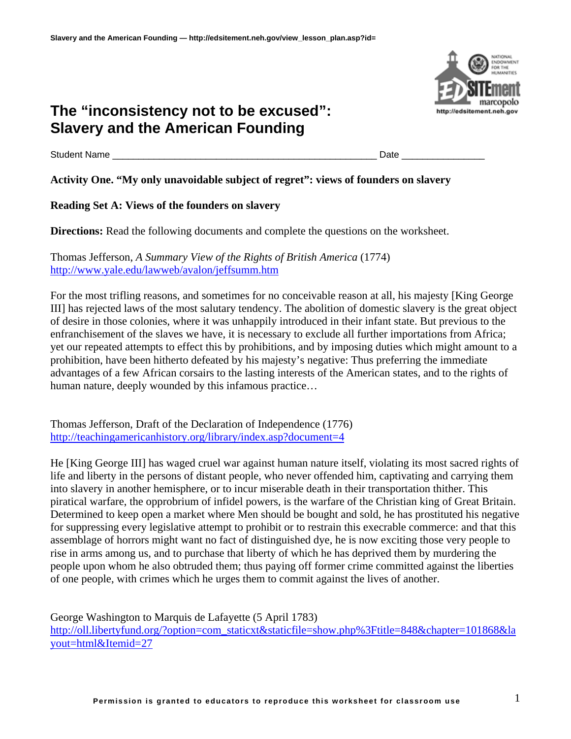# The "inconsistency not to be excused": Slavery and the American Founding

Student Name ____________________________________________ Date ______________

**Activity One. "My only unavoidable subject of regret": views of founders on slavery**

**Reading Set A: Views of the founders on slavery**

**Directions:** Read the following documents and complete the questions on the worksheet.

Thomas Jefferson, *A Summary View of the Rights of British America* (1774)
http://www.yale.edu/lawweb/avalon/jeffsumm.htm

For the most trifling reasons, and sometimes for no conceivable reason at all, his majesty [King George III] has rejected laws of the most salutary tendency. The abolition of domestic slavery is the great object of desire in those colonies, where it was unhappily introduced in their infant state. But previous to the enfranchisement of the slaves we have, it is necessary to exclude all further importations from Africa; yet our repeated attempts to effect this by prohibitions, and by imposing duties which might amount to a prohibition, have been hitherto defeated by his majesty's negative: Thus preferring the immediate advantages of a few African corsairs to the lasting interests of the American states, and to the rights of human nature, deeply wounded by this infamous practice…

Thomas Jefferson, Draft of the Declaration of Independence (1776)
http://teachingamericanhistory.org/library/index.asp?document=4

He [King George III] has waged cruel war against human nature itself, violating its most sacred rights of life and liberty in the persons of distant people, who never offended him, captivating and carrying them into slavery in another hemisphere, or to incur miserable death in their transportation thither. This piratical warfare, the opprobrium of infidel powers, is the warfare of the Christian king of Great Britain. Determined to keep open a market where Men should be bought and sold, he has prostituted his negative for suppressing every legislative attempt to prohibit or to restrain this execrable commerce: and that this assemblage of horrors might want no fact of distinguished dye, he is now exciting those very people to rise in arms among us, and to purchase that liberty of which he has deprived them by murdering the people upon whom he also obtruded them; thus paying off former crime committed against the liberties of one people, with crimes which he urges them to commit against the lives of another.

George Washington to Marquis de Lafayette (5 April 1783)
http://oll.libertyfund.org/?option=com_staticxt&staticfile=show.php%3Ftitle=848&chapter=101868&layout=html&Itemid=27

Permission is granted to educators to reproduce this worksheet for classroom use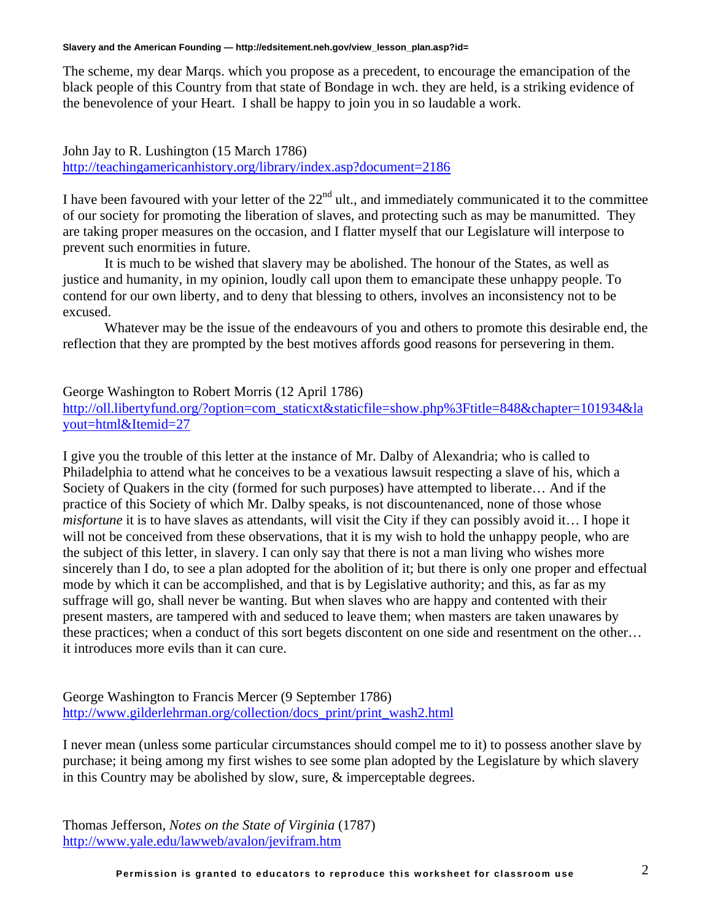The scheme, my dear Marqs. which you propose as a precedent, to encourage the emancipation of the black people of this Country from that state of Bondage in wch. they are held, is a striking evidence of the benevolence of your Heart. I shall be happy to join you in so laudable a work.

John Jay to R. Lushington (15 March 1786)
http://teachingamericanhistory.org/library/index.asp?document=2186

I have been favoured with your letter of the 22nd ult., and immediately communicated it to the committee of our society for promoting the liberation of slaves, and protecting such as may be manumitted. They are taking proper measures on the occasion, and I flatter myself that our Legislature will interpose to prevent such enormities in future.

It is much to be wished that slavery may be abolished. The honour of the States, as well as justice and humanity, in my opinion, loudly call upon them to emancipate these unhappy people. To contend for our own liberty, and to deny that blessing to others, involves an inconsistency not to be excused.

Whatever may be the issue of the endeavours of you and others to promote this desirable end, the reflection that they are prompted by the best motives affords good reasons for persevering in them.

George Washington to Robert Morris (12 April 1786)
http://oll.libertyfund.org/?option=com_staticxt&staticfile=show.php%3Ftitle=848&chapter=101934&layout=html&Itemid=27

I give you the trouble of this letter at the instance of Mr. Dalby of Alexandria; who is called to Philadelphia to attend what he conceives to be a vexatious lawsuit respecting a slave of his, which a Society of Quakers in the city (formed for such purposes) have attempted to liberate… And if the practice of this Society of which Mr. Dalby speaks, is not discountenanced, none of those whose *misfortune* it is to have slaves as attendants, will visit the City if they can possibly avoid it… I hope it will not be conceived from these observations, that it is my wish to hold the unhappy people, who are the subject of this letter, in slavery. I can only say that there is not a man living who wishes more sincerely than I do, to see a plan adopted for the abolition of it; but there is only one proper and effectual mode by which it can be accomplished, and that is by Legislative authority; and this, as far as my suffrage will go, shall never be wanting. But when slaves who are happy and contented with their present masters, are tampered with and seduced to leave them; when masters are taken unawares by these practices; when a conduct of this sort begets discontent on one side and resentment on the other… it introduces more evils than it can cure.

George Washington to Francis Mercer (9 September 1786)
http://www.gilderlehrman.org/collection/docs_print/print_wash2.html

I never mean (unless some particular circumstances should compel me to it) to possess another slave by purchase; it being among my first wishes to see some plan adopted by the Legislature by which slavery in this Country may be abolished by slow, sure, & imperceptable degrees.

Thomas Jefferson, *Notes on the State of Virginia* (1787)
http://www.yale.edu/lawweb/avalon/jevifram.htm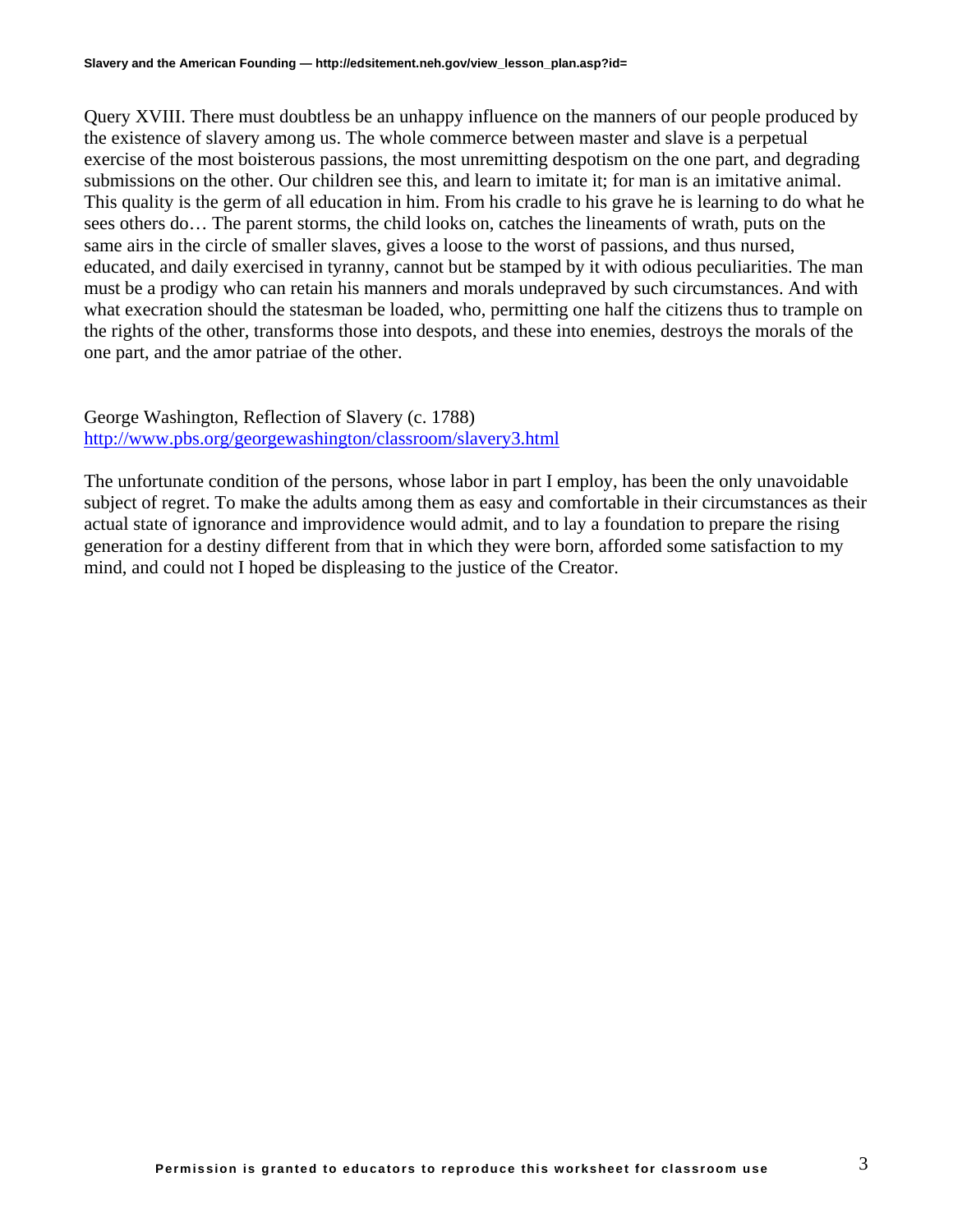Query XVIII. There must doubtless be an unhappy influence on the manners of our people produced by the existence of slavery among us. The whole commerce between master and slave is a perpetual exercise of the most boisterous passions, the most unremitting despotism on the one part, and degrading submissions on the other. Our children see this, and learn to imitate it; for man is an imitative animal. This quality is the germ of all education in him. From his cradle to his grave he is learning to do what he sees others do… The parent storms, the child looks on, catches the lineaments of wrath, puts on the same airs in the circle of smaller slaves, gives a loose to the worst of passions, and thus nursed, educated, and daily exercised in tyranny, cannot but be stamped by it with odious peculiarities. The man must be a prodigy who can retain his manners and morals undepraved by such circumstances. And with what execration should the statesman be loaded, who, permitting one half the citizens thus to trample on the rights of the other, transforms those into despots, and these into enemies, destroys the morals of the one part, and the amor patriae of the other.

George Washington, Reflection of Slavery (c. 1788)
http://www.pbs.org/georgewashington/classroom/slavery3.html

The unfortunate condition of the persons, whose labor in part I employ, has been the only unavoidable subject of regret. To make the adults among them as easy and comfortable in their circumstances as their actual state of ignorance and improvidence would admit, and to lay a foundation to prepare the rising generation for a destiny different from that in which they were born, afforded some satisfaction to my mind, and could not I hoped be displeasing to the justice of the Creator.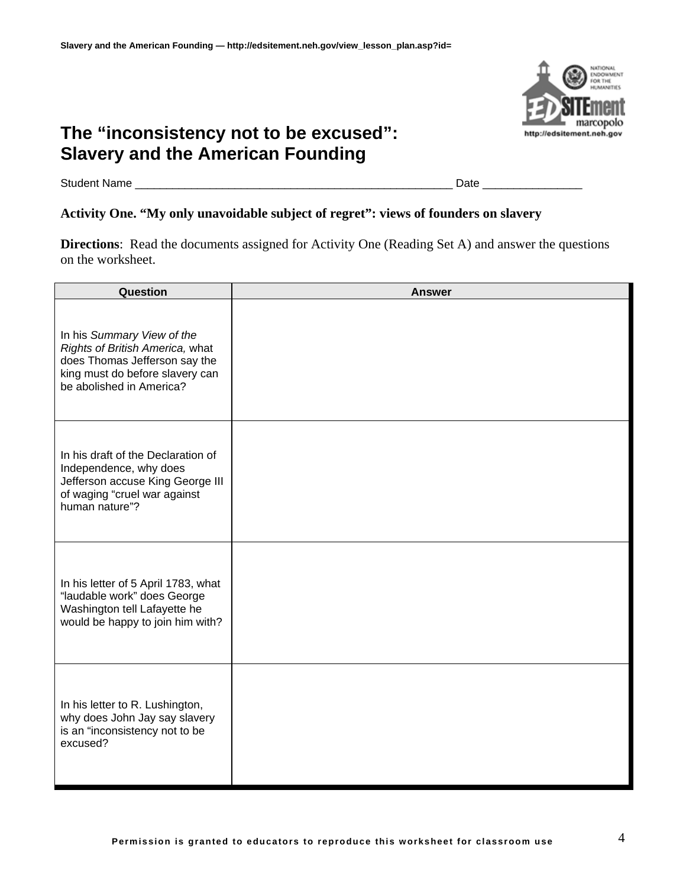# The "inconsistency not to be excused": Slavery and the American Founding

Student Name ___________________________________________________ Date ________________

**Activity One. "My only unavoidable subject of regret": views of founders on slavery**

**Directions**: Read the documents assigned for Activity One (Reading Set A) and answer the questions on the worksheet.

| Question | Answer |
| --- | --- |
| In his *Summary View of the Rights of British America,* what does Thomas Jefferson say the king must do before slavery can be abolished in America? | |
| In his draft of the Declaration of Independence, why does Jefferson accuse King George III of waging "cruel war against human nature"? | |
| In his letter of 5 April 1783, what "laudable work" does George Washington tell Lafayette he would be happy to join him with? | |
| In his letter to R. Lushington, why does John Jay say slavery is an "inconsistency not to be excused? | |

Permission is granted to educators to reproduce this worksheet for classroom use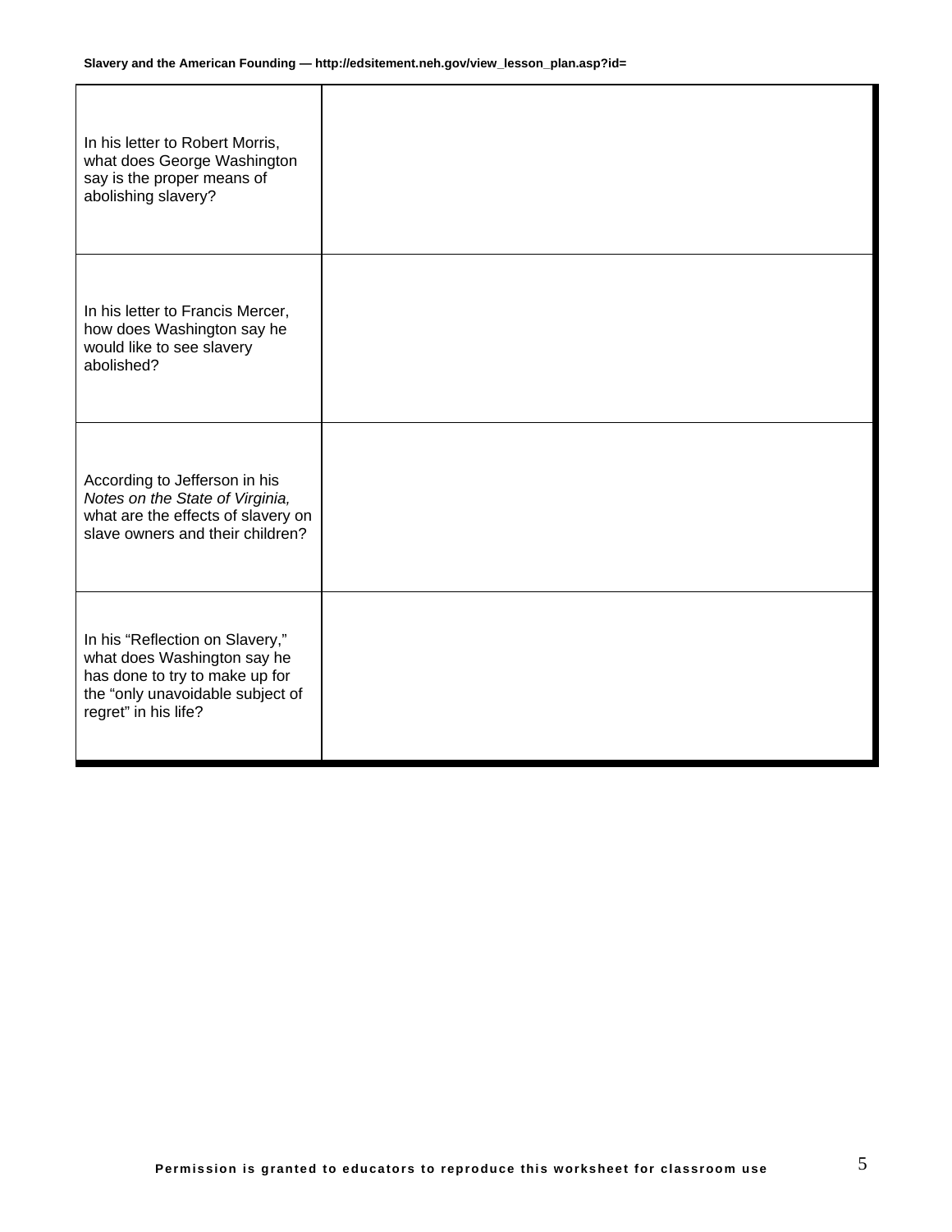| | |
|---|---|
| In his letter to Robert Morris, what does George Washington say is the proper means of abolishing slavery? | |
| In his letter to Francis Mercer, how does Washington say he would like to see slavery abolished? | |
| According to Jefferson in his *Notes on the State of Virginia,* what are the effects of slavery on slave owners and their children? | |
| In his “Reflection on Slavery,” what does Washington say he has done to try to make up for the “only unavoidable subject of regret” in his life? | |

**Permission is granted to educators to reproduce this worksheet for classroom use**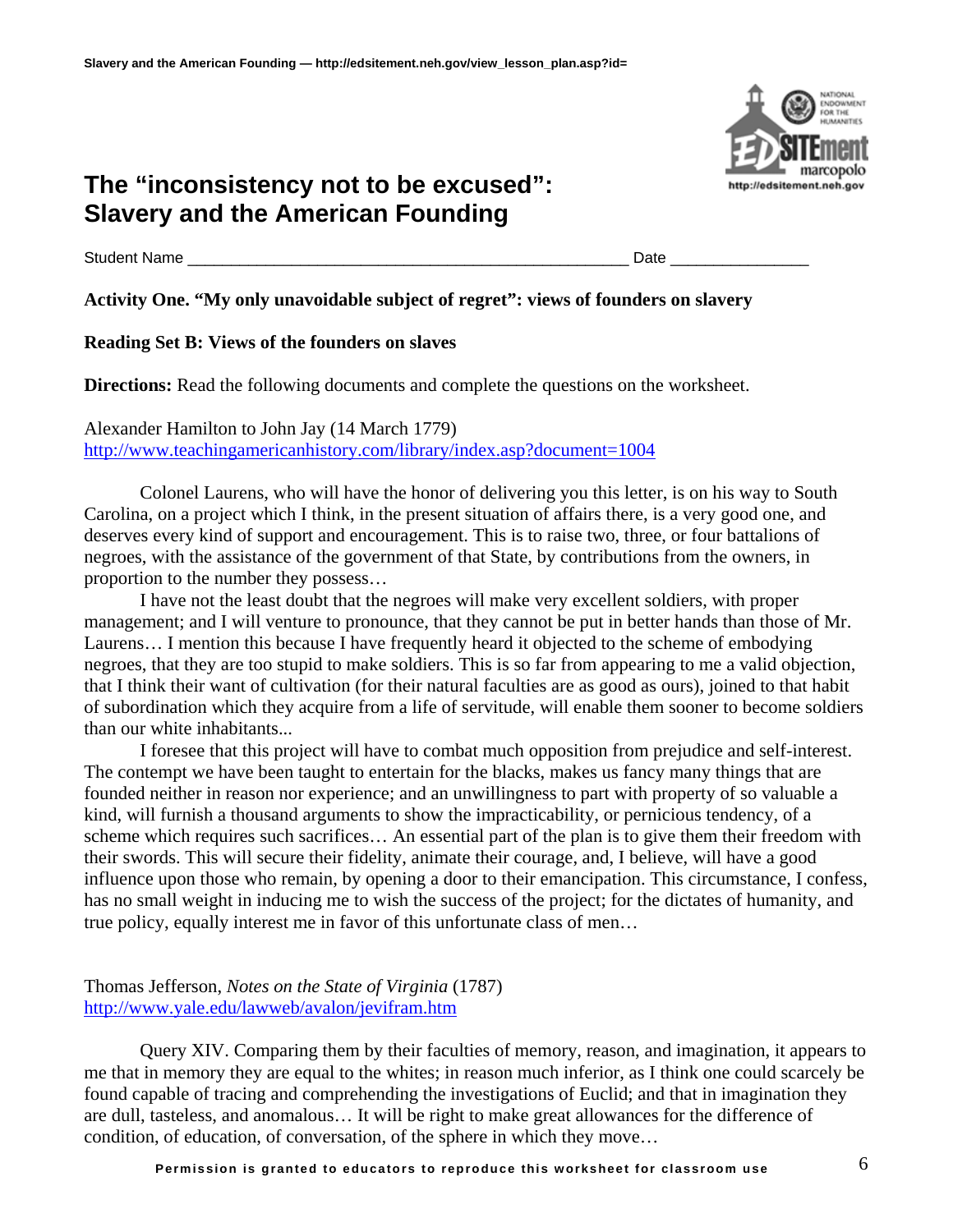# The "inconsistency not to be excused": Slavery and the American Founding

Student Name ___________________________________________________ Date ________________

**Activity One. "My only unavoidable subject of regret": views of founders on slavery**

**Reading Set B: Views of the founders on slaves**

**Directions:** Read the following documents and complete the questions on the worksheet.

Alexander Hamilton to John Jay (14 March 1779)
http://www.teachingamericanhistory.com/library/index.asp?document=1004

Colonel Laurens, who will have the honor of delivering you this letter, is on his way to South Carolina, on a project which I think, in the present situation of affairs there, is a very good one, and deserves every kind of support and encouragement. This is to raise two, three, or four battalions of negroes, with the assistance of the government of that State, by contributions from the owners, in proportion to the number they possess…

I have not the least doubt that the negroes will make very excellent soldiers, with proper management; and I will venture to pronounce, that they cannot be put in better hands than those of Mr. Laurens… I mention this because I have frequently heard it objected to the scheme of embodying negroes, that they are too stupid to make soldiers. This is so far from appearing to me a valid objection, that I think their want of cultivation (for their natural faculties are as good as ours), joined to that habit of subordination which they acquire from a life of servitude, will enable them sooner to become soldiers than our white inhabitants...

I foresee that this project will have to combat much opposition from prejudice and self-interest. The contempt we have been taught to entertain for the blacks, makes us fancy many things that are founded neither in reason nor experience; and an unwillingness to part with property of so valuable a kind, will furnish a thousand arguments to show the impracticability, or pernicious tendency, of a scheme which requires such sacrifices… An essential part of the plan is to give them their freedom with their swords. This will secure their fidelity, animate their courage, and, I believe, will have a good influence upon those who remain, by opening a door to their emancipation. This circumstance, I confess, has no small weight in inducing me to wish the success of the project; for the dictates of humanity, and true policy, equally interest me in favor of this unfortunate class of men…

Thomas Jefferson, *Notes on the State of Virginia* (1787)
http://www.yale.edu/lawweb/avalon/jevifram.htm

Query XIV. Comparing them by their faculties of memory, reason, and imagination, it appears to me that in memory they are equal to the whites; in reason much inferior, as I think one could scarcely be found capable of tracing and comprehending the investigations of Euclid; and that in imagination they are dull, tasteless, and anomalous… It will be right to make great allowances for the difference of condition, of education, of conversation, of the sphere in which they move…

Permission is granted to educators to reproduce this worksheet for classroom use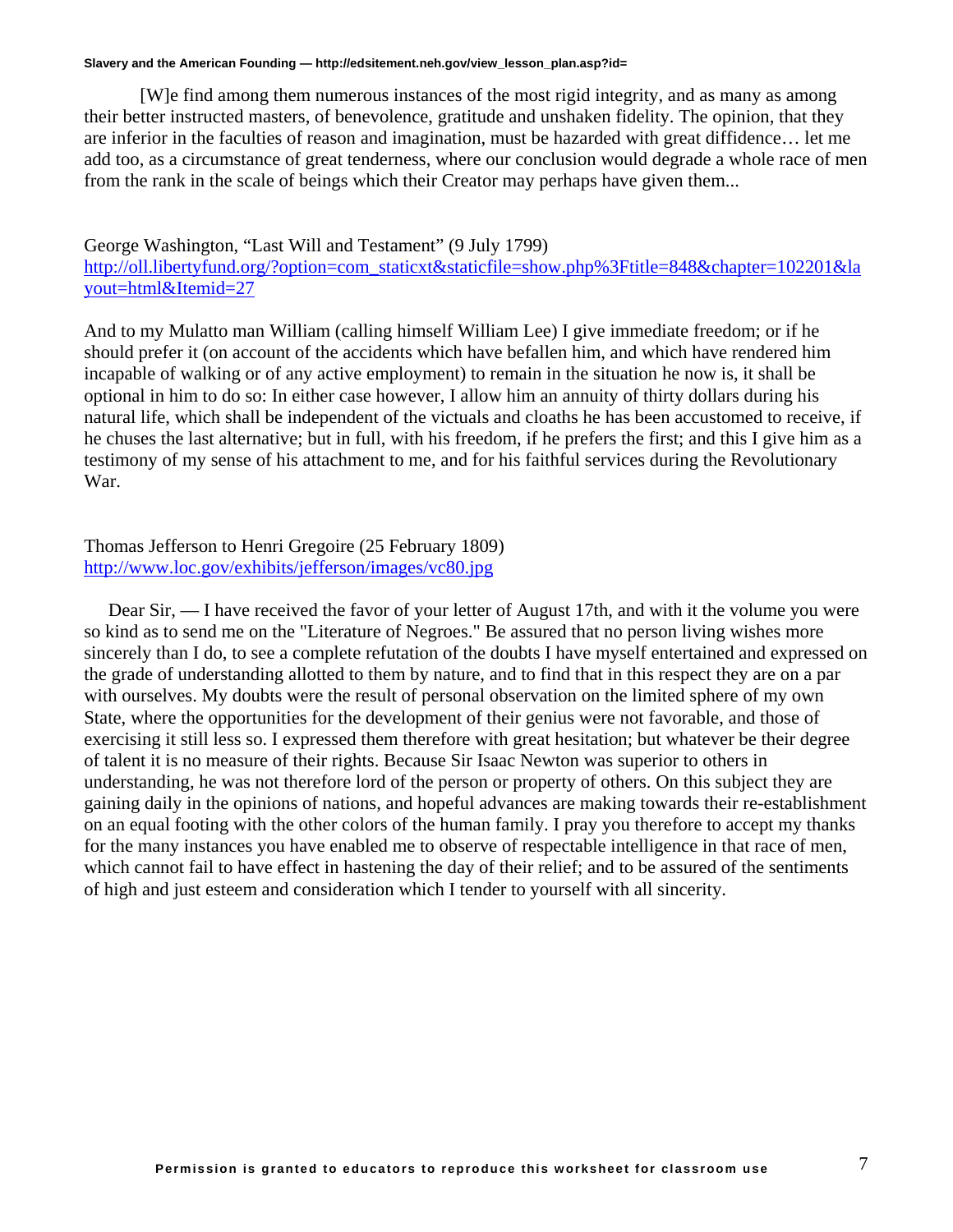[W]e find among them numerous instances of the most rigid integrity, and as many as among their better instructed masters, of benevolence, gratitude and unshaken fidelity. The opinion, that they are inferior in the faculties of reason and imagination, must be hazarded with great diffidence… let me add too, as a circumstance of great tenderness, where our conclusion would degrade a whole race of men from the rank in the scale of beings which their Creator may perhaps have given them...

George Washington, "Last Will and Testament" (9 July 1799)
http://oll.libertyfund.org/?option=com_staticxt&staticfile=show.php%3Ftitle=848&chapter=102201&layout=html&Itemid=27

And to my Mulatto man William (calling himself William Lee) I give immediate freedom; or if he should prefer it (on account of the accidents which have befallen him, and which have rendered him incapable of walking or of any active employment) to remain in the situation he now is, it shall be optional in him to do so: In either case however, I allow him an annuity of thirty dollars during his natural life, which shall be independent of the victuals and cloaths he has been accustomed to receive, if he chuses the last alternative; but in full, with his freedom, if he prefers the first; and this I give him as a testimony of my sense of his attachment to me, and for his faithful services during the Revolutionary War.

Thomas Jefferson to Henri Gregoire (25 February 1809)
http://www.loc.gov/exhibits/jefferson/images/vc80.jpg

Dear Sir, — I have received the favor of your letter of August 17th, and with it the volume you were so kind as to send me on the "Literature of Negroes." Be assured that no person living wishes more sincerely than I do, to see a complete refutation of the doubts I have myself entertained and expressed on the grade of understanding allotted to them by nature, and to find that in this respect they are on a par with ourselves. My doubts were the result of personal observation on the limited sphere of my own State, where the opportunities for the development of their genius were not favorable, and those of exercising it still less so. I expressed them therefore with great hesitation; but whatever be their degree of talent it is no measure of their rights. Because Sir Isaac Newton was superior to others in understanding, he was not therefore lord of the person or property of others. On this subject they are gaining daily in the opinions of nations, and hopeful advances are making towards their re-establishment on an equal footing with the other colors of the human family. I pray you therefore to accept my thanks for the many instances you have enabled me to observe of respectable intelligence in that race of men, which cannot fail to have effect in hastening the day of their relief; and to be assured of the sentiments of high and just esteem and consideration which I tender to yourself with all sincerity.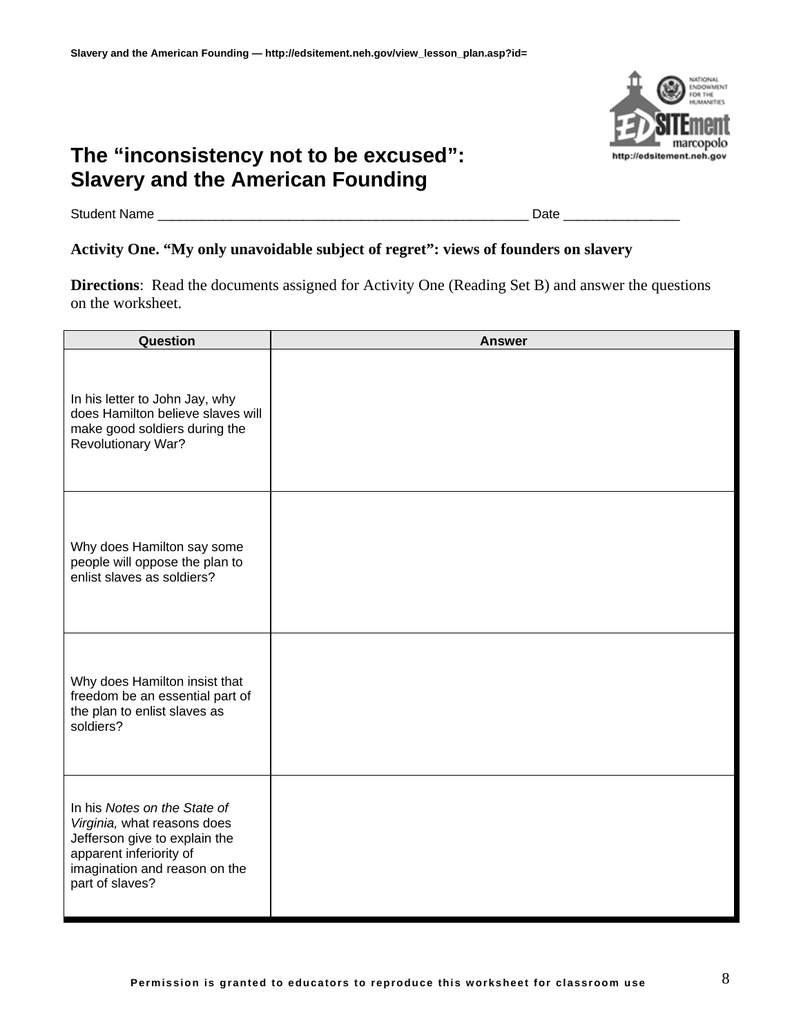# The "inconsistency not to be excused": Slavery and the American Founding

Student Name ___________________________________________________ Date ________________

**Activity One. "My only unavoidable subject of regret": views of founders on slavery**

**Directions**: Read the documents assigned for Activity One (Reading Set B) and answer the questions on the worksheet.

| Question | Answer |
|---|---|
| In his letter to John Jay, why does Hamilton believe slaves will make good soldiers during the Revolutionary War? | |
| Why does Hamilton say some people will oppose the plan to enlist slaves as soldiers? | |
| Why does Hamilton insist that freedom be an essential part of the plan to enlist slaves as soldiers? | |
| In his *Notes on the State of Virginia,* what reasons does Jefferson give to explain the apparent inferiority of imagination and reason on the part of slaves? | |

**Permission is granted to educators to reproduce this worksheet for classroom use**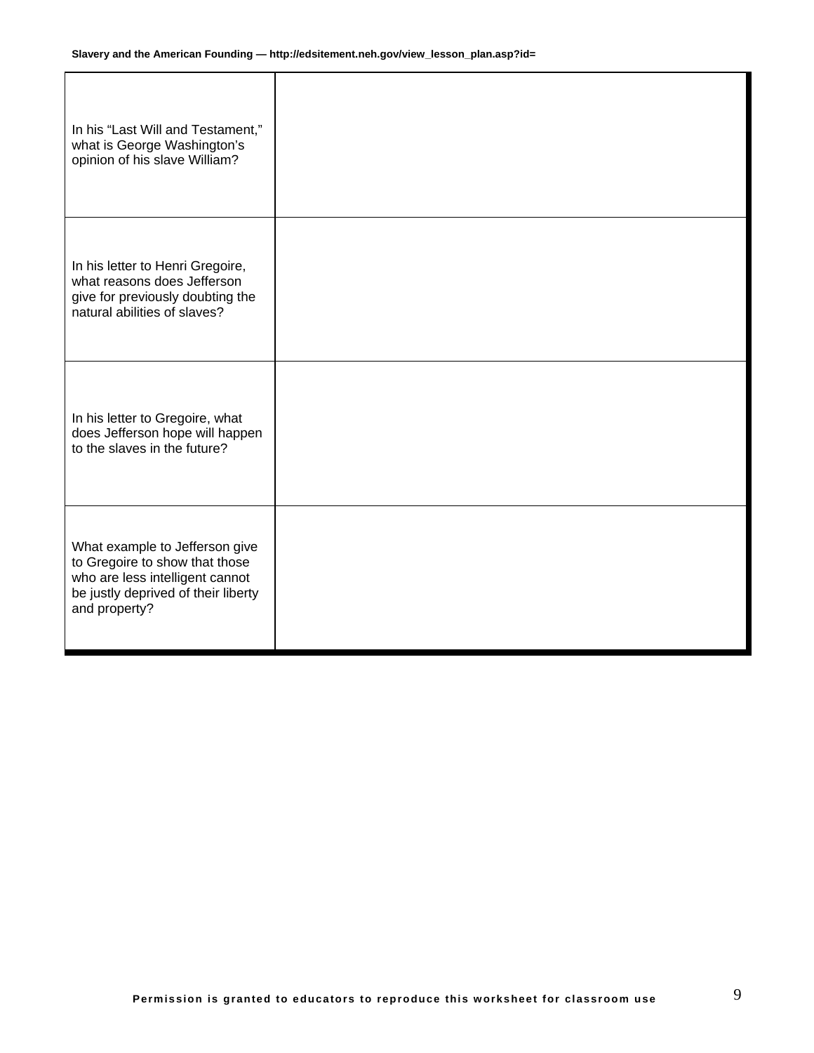| | |
|---|---|
| In his “Last Will and Testament,” what is George Washington’s opinion of his slave William? | |
| In his letter to Henri Gregoire, what reasons does Jefferson give for previously doubting the natural abilities of slaves? | |
| In his letter to Gregoire, what does Jefferson hope will happen to the slaves in the future? | |
| What example to Jefferson give to Gregoire to show that those who are less intelligent cannot be justly deprived of their liberty and property? | |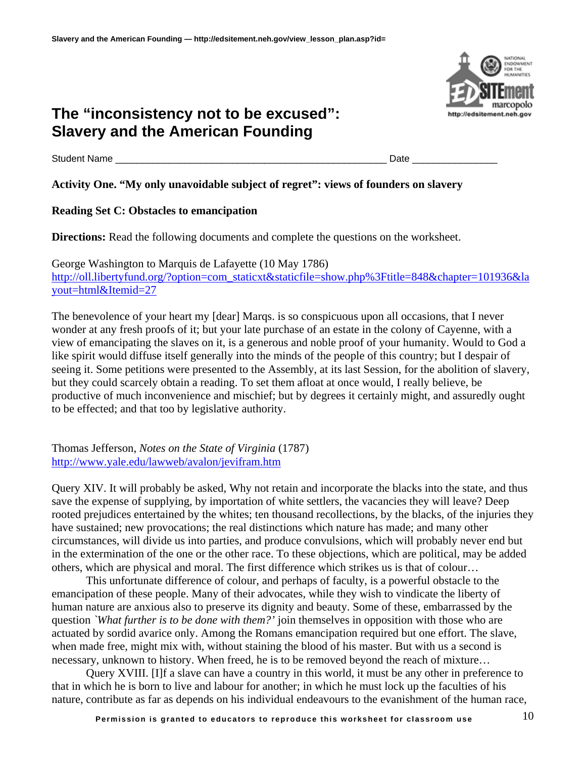# The "inconsistency not to be excused": Slavery and the American Founding

Student Name ___________________________________________________ Date ________________

**Activity One. "My only unavoidable subject of regret": views of founders on slavery**

**Reading Set C: Obstacles to emancipation**

**Directions:** Read the following documents and complete the questions on the worksheet.

George Washington to Marquis de Lafayette (10 May 1786)
http://oll.libertyfund.org/?option=com_staticxt&staticfile=show.php%3Ftitle=848&chapter=101936&layout=html&Itemid=27

The benevolence of your heart my [dear] Marqs. is so conspicuous upon all occasions, that I never wonder at any fresh proofs of it; but your late purchase of an estate in the colony of Cayenne, with a view of emancipating the slaves on it, is a generous and noble proof of your humanity. Would to God a like spirit would diffuse itself generally into the minds of the people of this country; but I despair of seeing it. Some petitions were presented to the Assembly, at its last Session, for the abolition of slavery, but they could scarcely obtain a reading. To set them afloat at once would, I really believe, be productive of much inconvenience and mischief; but by degrees it certainly might, and assuredly ought to be effected; and that too by legislative authority.

Thomas Jefferson, *Notes on the State of Virginia* (1787)
http://www.yale.edu/lawweb/avalon/jevifram.htm

Query XIV. It will probably be asked, Why not retain and incorporate the blacks into the state, and thus save the expense of supplying, by importation of white settlers, the vacancies they will leave? Deep rooted prejudices entertained by the whites; ten thousand recollections, by the blacks, of the injuries they have sustained; new provocations; the real distinctions which nature has made; and many other circumstances, will divide us into parties, and produce convulsions, which will probably never end but in the extermination of the one or the other race. To these objections, which are political, may be added others, which are physical and moral. The first difference which strikes us is that of colour…

This unfortunate difference of colour, and perhaps of faculty, is a powerful obstacle to the emancipation of these people. Many of their advocates, while they wish to vindicate the liberty of human nature are anxious also to preserve its dignity and beauty. Some of these, embarrassed by the question *`What further is to be done with them?'* join themselves in opposition with those who are actuated by sordid avarice only. Among the Romans emancipation required but one effort. The slave, when made free, might mix with, without staining the blood of his master. But with us a second is necessary, unknown to history. When freed, he is to be removed beyond the reach of mixture…

Query XVIII. [I]f a slave can have a country in this world, it must be any other in preference to that in which he is born to live and labour for another; in which he must lock up the faculties of his nature, contribute as far as depends on his individual endeavours to the evanishment of the human race,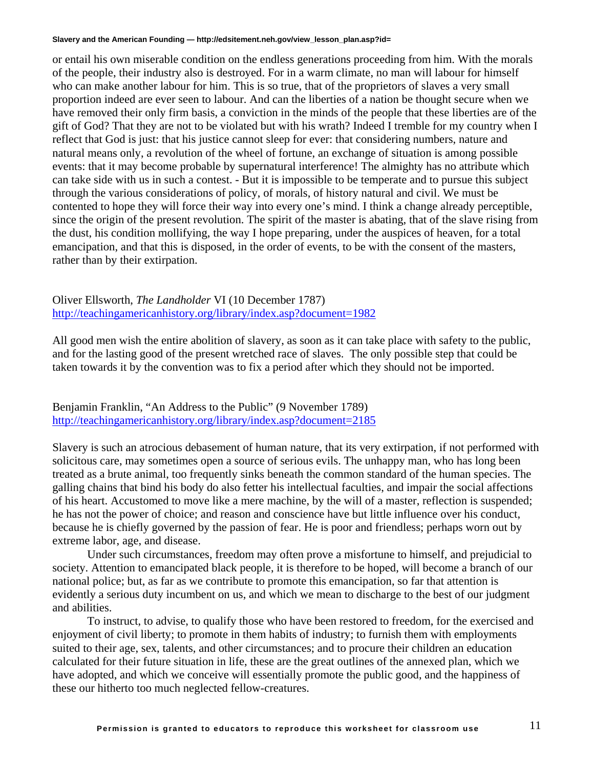or entail his own miserable condition on the endless generations proceeding from him. With the morals of the people, their industry also is destroyed. For in a warm climate, no man will labour for himself who can make another labour for him. This is so true, that of the proprietors of slaves a very small proportion indeed are ever seen to labour. And can the liberties of a nation be thought secure when we have removed their only firm basis, a conviction in the minds of the people that these liberties are of the gift of God? That they are not to be violated but with his wrath? Indeed I tremble for my country when I reflect that God is just: that his justice cannot sleep for ever: that considering numbers, nature and natural means only, a revolution of the wheel of fortune, an exchange of situation is among possible events: that it may become probable by supernatural interference! The almighty has no attribute which can take side with us in such a contest. - But it is impossible to be temperate and to pursue this subject through the various considerations of policy, of morals, of history natural and civil. We must be contented to hope they will force their way into every one's mind. I think a change already perceptible, since the origin of the present revolution. The spirit of the master is abating, that of the slave rising from the dust, his condition mollifying, the way I hope preparing, under the auspices of heaven, for a total emancipation, and that this is disposed, in the order of events, to be with the consent of the masters, rather than by their extirpation.

Oliver Ellsworth, *The Landholder* VI (10 December 1787)
http://teachingamericanhistory.org/library/index.asp?document=1982

All good men wish the entire abolition of slavery, as soon as it can take place with safety to the public, and for the lasting good of the present wretched race of slaves. The only possible step that could be taken towards it by the convention was to fix a period after which they should not be imported.

Benjamin Franklin, "An Address to the Public" (9 November 1789)
http://teachingamericanhistory.org/library/index.asp?document=2185

Slavery is such an atrocious debasement of human nature, that its very extirpation, if not performed with solicitous care, may sometimes open a source of serious evils. The unhappy man, who has long been treated as a brute animal, too frequently sinks beneath the common standard of the human species. The galling chains that bind his body do also fetter his intellectual faculties, and impair the social affections of his heart. Accustomed to move like a mere machine, by the will of a master, reflection is suspended; he has not the power of choice; and reason and conscience have but little influence over his conduct, because he is chiefly governed by the passion of fear. He is poor and friendless; perhaps worn out by extreme labor, age, and disease.

Under such circumstances, freedom may often prove a misfortune to himself, and prejudicial to society. Attention to emancipated black people, it is therefore to be hoped, will become a branch of our national police; but, as far as we contribute to promote this emancipation, so far that attention is evidently a serious duty incumbent on us, and which we mean to discharge to the best of our judgment and abilities.

To instruct, to advise, to qualify those who have been restored to freedom, for the exercised and enjoyment of civil liberty; to promote in them habits of industry; to furnish them with employments suited to their age, sex, talents, and other circumstances; and to procure their children an education calculated for their future situation in life, these are the great outlines of the annexed plan, which we have adopted, and which we conceive will essentially promote the public good, and the happiness of these our hitherto too much neglected fellow-creatures.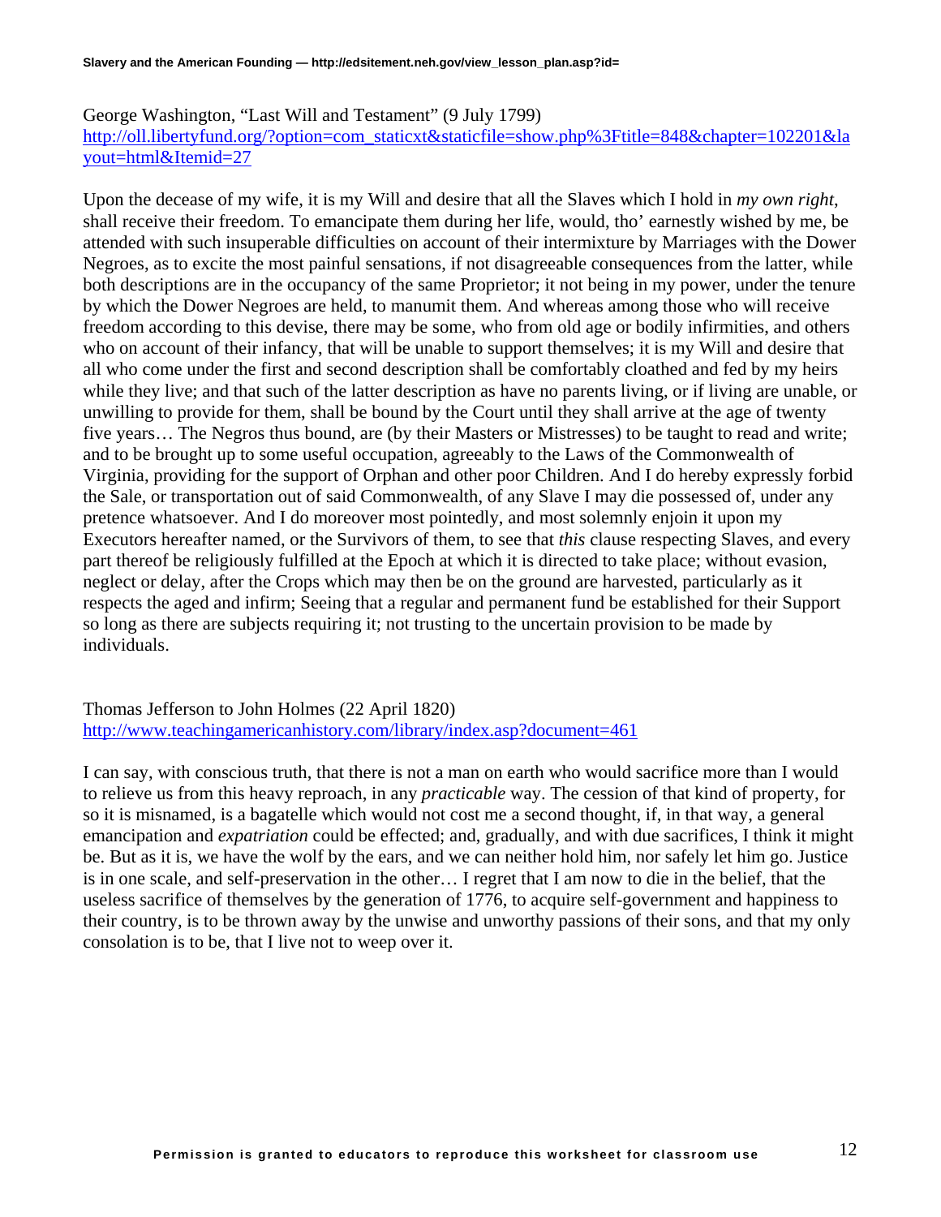George Washington, "Last Will and Testament" (9 July 1799)
http://oll.libertyfund.org/?option=com_staticxt&staticfile=show.php%3Ftitle=848&chapter=102201&layout=html&Itemid=27

Upon the decease of my wife, it is my Will and desire that all the Slaves which I hold in *my own right*, shall receive their freedom. To emancipate them during her life, would, tho' earnestly wished by me, be attended with such insuperable difficulties on account of their intermixture by Marriages with the Dower Negroes, as to excite the most painful sensations, if not disagreeable consequences from the latter, while both descriptions are in the occupancy of the same Proprietor; it not being in my power, under the tenure by which the Dower Negroes are held, to manumit them. And whereas among those who will receive freedom according to this devise, there may be some, who from old age or bodily infirmities, and others who on account of their infancy, that will be unable to support themselves; it is my Will and desire that all who come under the first and second description shall be comfortably cloathed and fed by my heirs while they live; and that such of the latter description as have no parents living, or if living are unable, or unwilling to provide for them, shall be bound by the Court until they shall arrive at the age of twenty five years… The Negros thus bound, are (by their Masters or Mistresses) to be taught to read and write; and to be brought up to some useful occupation, agreeably to the Laws of the Commonwealth of Virginia, providing for the support of Orphan and other poor Children. And I do hereby expressly forbid the Sale, or transportation out of said Commonwealth, of any Slave I may die possessed of, under any pretence whatsoever. And I do moreover most pointedly, and most solemnly enjoin it upon my Executors hereafter named, or the Survivors of them, to see that *this* clause respecting Slaves, and every part thereof be religiously fulfilled at the Epoch at which it is directed to take place; without evasion, neglect or delay, after the Crops which may then be on the ground are harvested, particularly as it respects the aged and infirm; Seeing that a regular and permanent fund be established for their Support so long as there are subjects requiring it; not trusting to the uncertain provision to be made by individuals.

Thomas Jefferson to John Holmes (22 April 1820)
http://www.teachingamericanhistory.com/library/index.asp?document=461

I can say, with conscious truth, that there is not a man on earth who would sacrifice more than I would to relieve us from this heavy reproach, in any *practicable* way. The cession of that kind of property, for so it is misnamed, is a bagatelle which would not cost me a second thought, if, in that way, a general emancipation and *expatriation* could be effected; and, gradually, and with due sacrifices, I think it might be. But as it is, we have the wolf by the ears, and we can neither hold him, nor safely let him go. Justice is in one scale, and self-preservation in the other… I regret that I am now to die in the belief, that the useless sacrifice of themselves by the generation of 1776, to acquire self-government and happiness to their country, is to be thrown away by the unwise and unworthy passions of their sons, and that my only consolation is to be, that I live not to weep over it.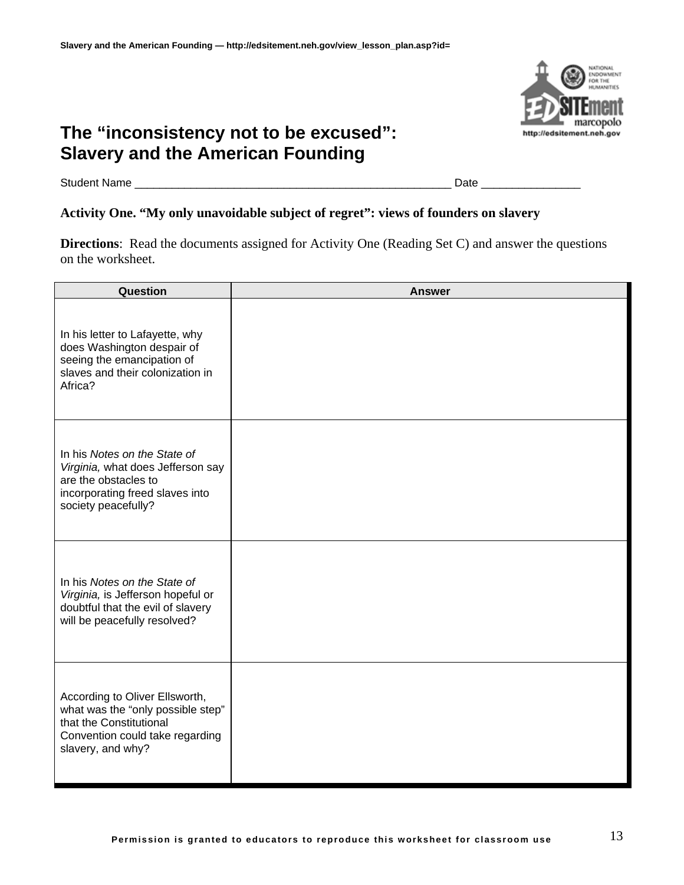# The "inconsistency not to be excused": Slavery and the American Founding

Student Name ___________________________________________________ Date ________________

**Activity One. "My only unavoidable subject of regret": views of founders on slavery**

**Directions**: Read the documents assigned for Activity One (Reading Set C) and answer the questions on the worksheet.

| Question | Answer |
|---|---|
| In his letter to Lafayette, why does Washington despair of seeing the emancipation of slaves and their colonization in Africa? | |
| In his *Notes on the State of Virginia,* what does Jefferson say are the obstacles to incorporating freed slaves into society peacefully? | |
| In his *Notes on the State of Virginia,* is Jefferson hopeful or doubtful that the evil of slavery will be peacefully resolved? | |
| According to Oliver Ellsworth, what was the "only possible step" that the Constitutional Convention could take regarding slavery, and why? | |

**Permission is granted to educators to reproduce this worksheet for classroom use**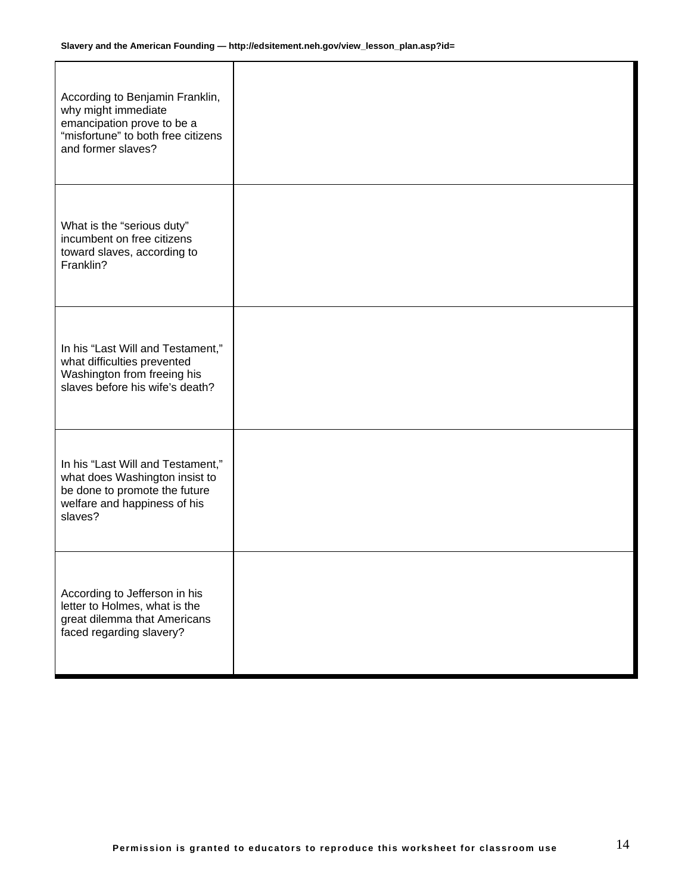| | |
|---|---|
| According to Benjamin Franklin, why might immediate emancipation prove to be a “misfortune” to both free citizens and former slaves? | |
| What is the “serious duty” incumbent on free citizens toward slaves, according to Franklin? | |
| In his “Last Will and Testament,” what difficulties prevented Washington from freeing his slaves before his wife’s death? | |
| In his “Last Will and Testament,” what does Washington insist to be done to promote the future welfare and happiness of his slaves? | |
| According to Jefferson in his letter to Holmes, what is the great dilemma that Americans faced regarding slavery? | |

Permission is granted to educators to reproduce this worksheet for classroom use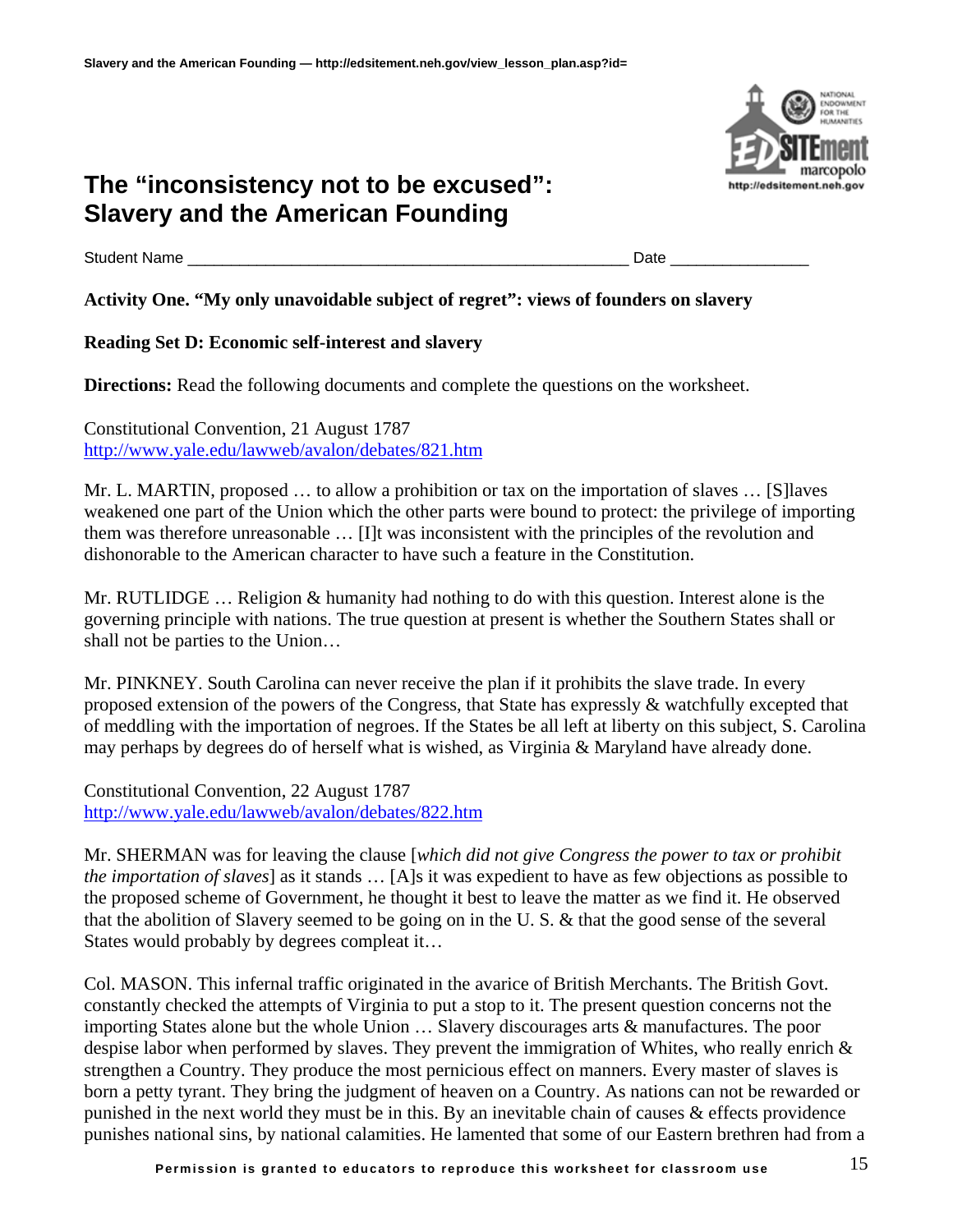# The "inconsistency not to be excused": Slavery and the American Founding

Student Name ____________________________________________________ Date ________________

**Activity One. "My only unavoidable subject of regret": views of founders on slavery**

**Reading Set D: Economic self-interest and slavery**

**Directions:** Read the following documents and complete the questions on the worksheet.

Constitutional Convention, 21 August 1787
http://www.yale.edu/lawweb/avalon/debates/821.htm

Mr. L. MARTIN, proposed … to allow a prohibition or tax on the importation of slaves … [S]laves weakened one part of the Union which the other parts were bound to protect: the privilege of importing them was therefore unreasonable … [I]t was inconsistent with the principles of the revolution and dishonorable to the American character to have such a feature in the Constitution.

Mr. RUTLIDGE … Religion & humanity had nothing to do with this question. Interest alone is the governing principle with nations. The true question at present is whether the Southern States shall or shall not be parties to the Union…

Mr. PINKNEY. South Carolina can never receive the plan if it prohibits the slave trade. In every proposed extension of the powers of the Congress, that State has expressly & watchfully excepted that of meddling with the importation of negroes. If the States be all left at liberty on this subject, S. Carolina may perhaps by degrees do of herself what is wished, as Virginia & Maryland have already done.

Constitutional Convention, 22 August 1787
http://www.yale.edu/lawweb/avalon/debates/822.htm

Mr. SHERMAN was for leaving the clause [*which did not give Congress the power to tax or prohibit the importation of slaves*] as it stands … [A]s it was expedient to have as few objections as possible to the proposed scheme of Government, he thought it best to leave the matter as we find it. He observed that the abolition of Slavery seemed to be going on in the U. S. & that the good sense of the several States would probably by degrees compleat it…

Col. MASON. This infernal traffic originated in the avarice of British Merchants. The British Govt. constantly checked the attempts of Virginia to put a stop to it. The present question concerns not the importing States alone but the whole Union … Slavery discourages arts & manufactures. The poor despise labor when performed by slaves. They prevent the immigration of Whites, who really enrich & strengthen a Country. They produce the most pernicious effect on manners. Every master of slaves is born a petty tyrant. They bring the judgment of heaven on a Country. As nations can not be rewarded or punished in the next world they must be in this. By an inevitable chain of causes & effects providence punishes national sins, by national calamities. He lamented that some of our Eastern brethren had from a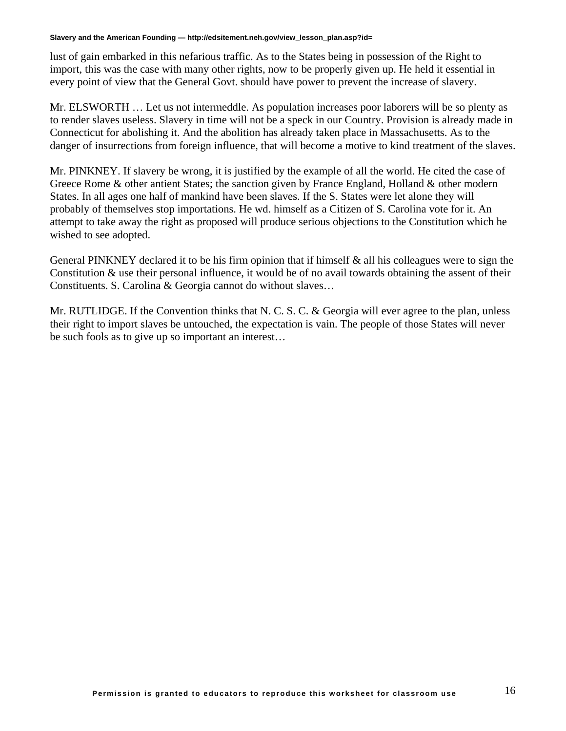lust of gain embarked in this nefarious traffic. As to the States being in possession of the Right to import, this was the case with many other rights, now to be properly given up. He held it essential in every point of view that the General Govt. should have power to prevent the increase of slavery.

Mr. ELSWORTH … Let us not intermeddle. As population increases poor laborers will be so plenty as to render slaves useless. Slavery in time will not be a speck in our Country. Provision is already made in Connecticut for abolishing it. And the abolition has already taken place in Massachusetts. As to the danger of insurrections from foreign influence, that will become a motive to kind treatment of the slaves.

Mr. PINKNEY. If slavery be wrong, it is justified by the example of all the world. He cited the case of Greece Rome & other antient States; the sanction given by France England, Holland & other modern States. In all ages one half of mankind have been slaves. If the S. States were let alone they will probably of themselves stop importations. He wd. himself as a Citizen of S. Carolina vote for it. An attempt to take away the right as proposed will produce serious objections to the Constitution which he wished to see adopted.

General PINKNEY declared it to be his firm opinion that if himself & all his colleagues were to sign the Constitution & use their personal influence, it would be of no avail towards obtaining the assent of their Constituents. S. Carolina & Georgia cannot do without slaves…

Mr. RUTLIDGE. If the Convention thinks that N. C. S. C. & Georgia will ever agree to the plan, unless their right to import slaves be untouched, the expectation is vain. The people of those States will never be such fools as to give up so important an interest…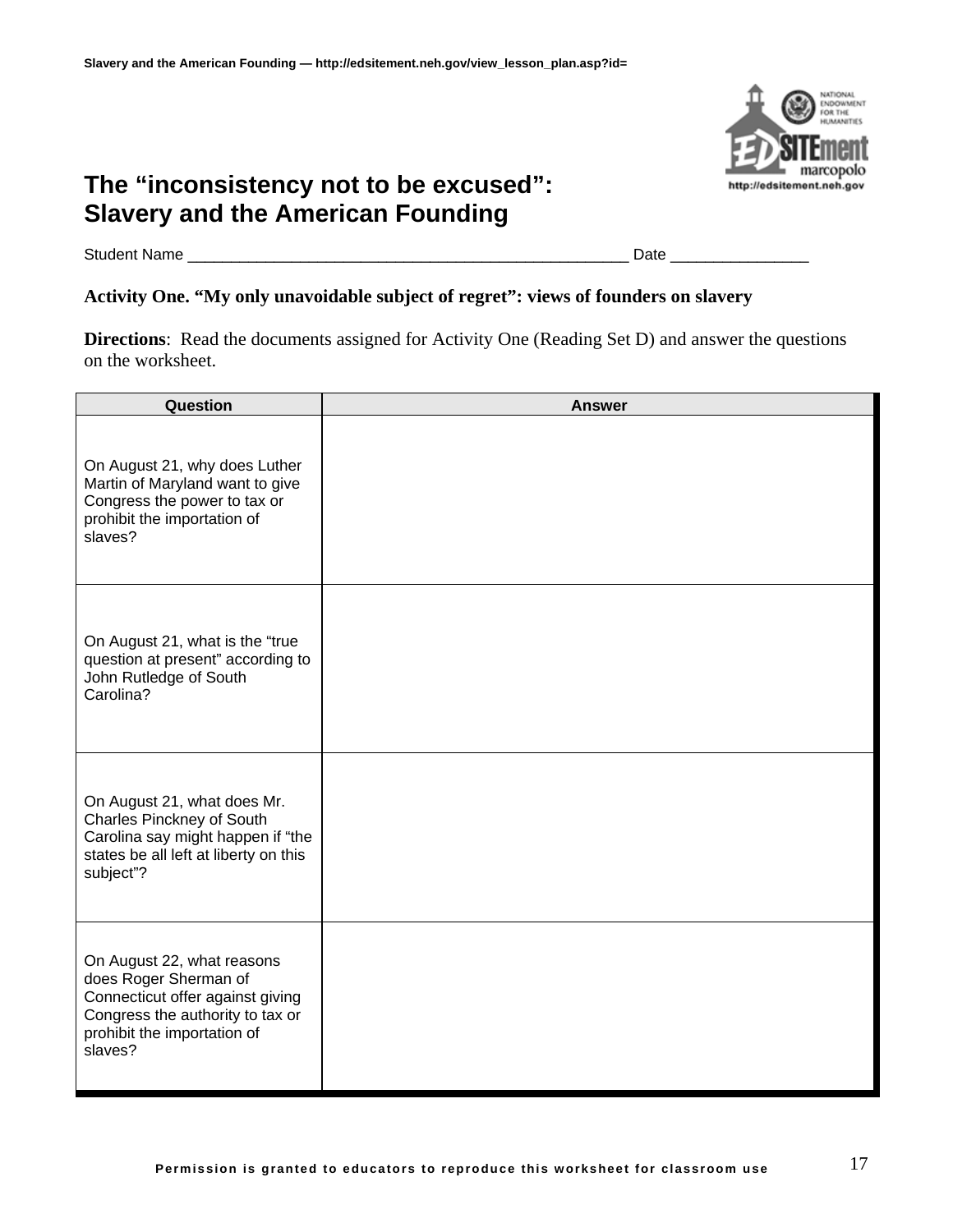# The "inconsistency not to be excused": Slavery and the American Founding

Student Name ____________________________________________________ Date ________________

**Activity One. "My only unavoidable subject of regret": views of founders on slavery**

**Directions**: Read the documents assigned for Activity One (Reading Set D) and answer the questions on the worksheet.

| Question | Answer |
|---|---|
| On August 21, why does Luther Martin of Maryland want to give Congress the power to tax or prohibit the importation of slaves? | |
| On August 21, what is the "true question at present" according to John Rutledge of South Carolina? | |
| On August 21, what does Mr. Charles Pinckney of South Carolina say might happen if "the states be all left at liberty on this subject"? | |
| On August 22, what reasons does Roger Sherman of Connecticut offer against giving Congress the authority to tax or prohibit the importation of slaves? | |

Permission is granted to educators to reproduce this worksheet for classroom use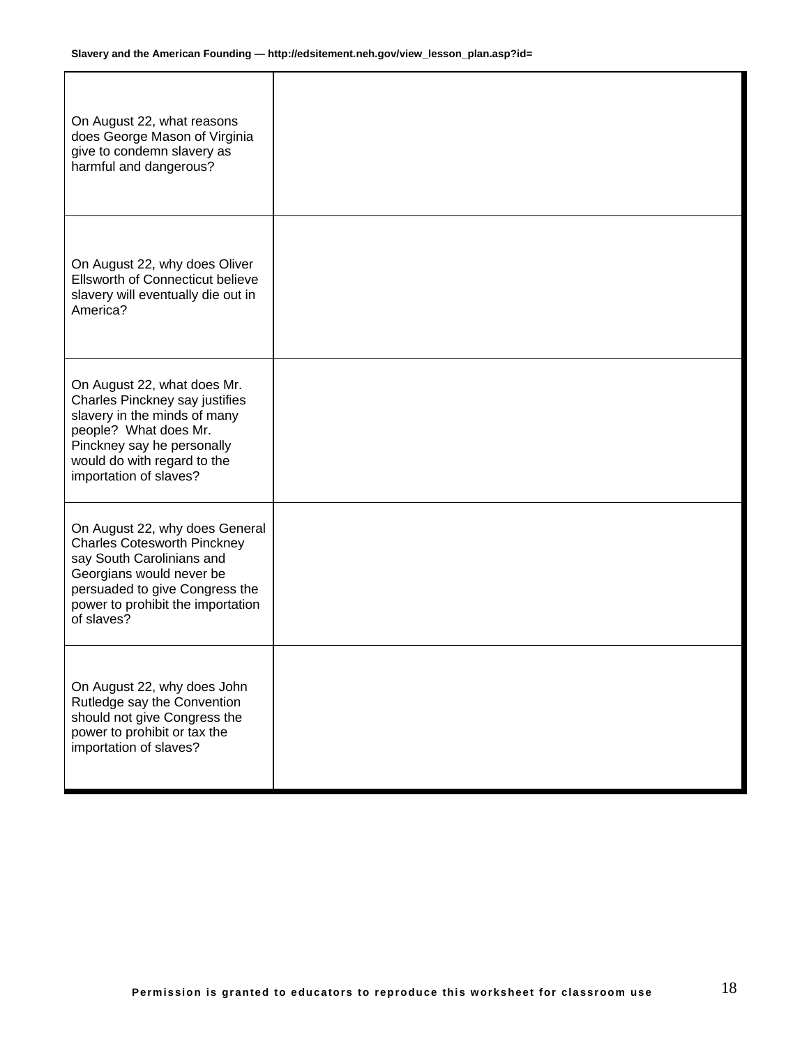| | |
|---|---|
| On August 22, what reasons does George Mason of Virginia give to condemn slavery as harmful and dangerous? | |
| On August 22, why does Oliver Ellsworth of Connecticut believe slavery will eventually die out in America? | |
| On August 22, what does Mr. Charles Pinckney say justifies slavery in the minds of many people? What does Mr. Pinckney say he personally would do with regard to the importation of slaves? | |
| On August 22, why does General Charles Cotesworth Pinckney say South Carolinians and Georgians would never be persuaded to give Congress the power to prohibit the importation of slaves? | |
| On August 22, why does John Rutledge say the Convention should not give Congress the power to prohibit or tax the importation of slaves? | |